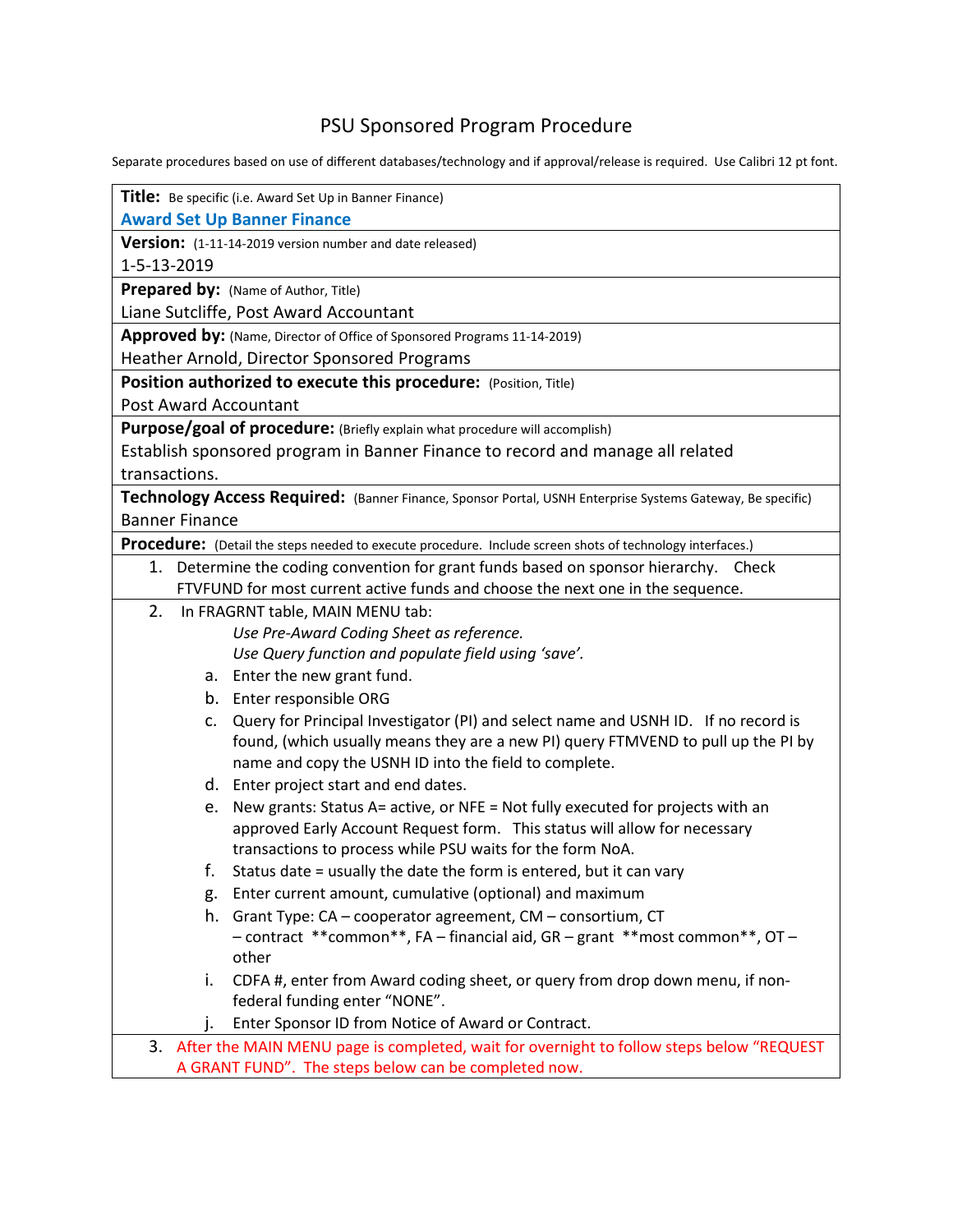# PSU Sponsored Program Procedure

Separate procedures based on use of different databases/technology and if approval/release is required. Use Calibri 12 pt font.

**Title:** Be specific (i.e. Award Set Up in Banner Finance)
**Award Set Up Banner Finance**

**Version:** (1-11-14-2019 version number and date released)
1-5-13-2019

**Prepared by:** (Name of Author, Title)
Liane Sutcliffe, Post Award Accountant

**Approved by:** (Name, Director of Office of Sponsored Programs 11-14-2019)
Heather Arnold, Director Sponsored Programs

**Position authorized to execute this procedure:** (Position, Title)
Post Award Accountant

**Purpose/goal of procedure:** (Briefly explain what procedure will accomplish)
Establish sponsored program in Banner Finance to record and manage all related transactions.

**Technology Access Required:** (Banner Finance, Sponsor Portal, USNH Enterprise Systems Gateway, Be specific)
Banner Finance

**Procedure:** (Detail the steps needed to execute procedure. Include screen shots of technology interfaces.)

1. Determine the coding convention for grant funds based on sponsor hierarchy. Check FTVFUND for most current active funds and choose the next one in the sequence.
2. In FRAGRNT table, MAIN MENU tab:
   *Use Pre-Award Coding Sheet as reference.*
   *Use Query function and populate field using 'save'.*
   a. Enter the new grant fund.
   b. Enter responsible ORG
   c. Query for Principal Investigator (PI) and select name and USNH ID. If no record is found, (which usually means they are a new PI) query FTMVEND to pull up the PI by name and copy the USNH ID into the field to complete.
   d. Enter project start and end dates.
   e. New grants: Status A= active, or NFE = Not fully executed for projects with an approved Early Account Request form. This status will allow for necessary transactions to process while PSU waits for the form NoA.
   f. Status date = usually the date the form is entered, but it can vary
   g. Enter current amount, cumulative (optional) and maximum
   h. Grant Type: CA – cooperator agreement, CM – consortium, CT – contract **common**, FA – financial aid, GR – grant **most common**, OT – other
   i. CDFA #, enter from Award coding sheet, or query from drop down menu, if non-federal funding enter "NONE".
   j. Enter Sponsor ID from Notice of Award or Contract.
3. After the MAIN MENU page is completed, wait for overnight to follow steps below "REQUEST A GRANT FUND". The steps below can be completed now.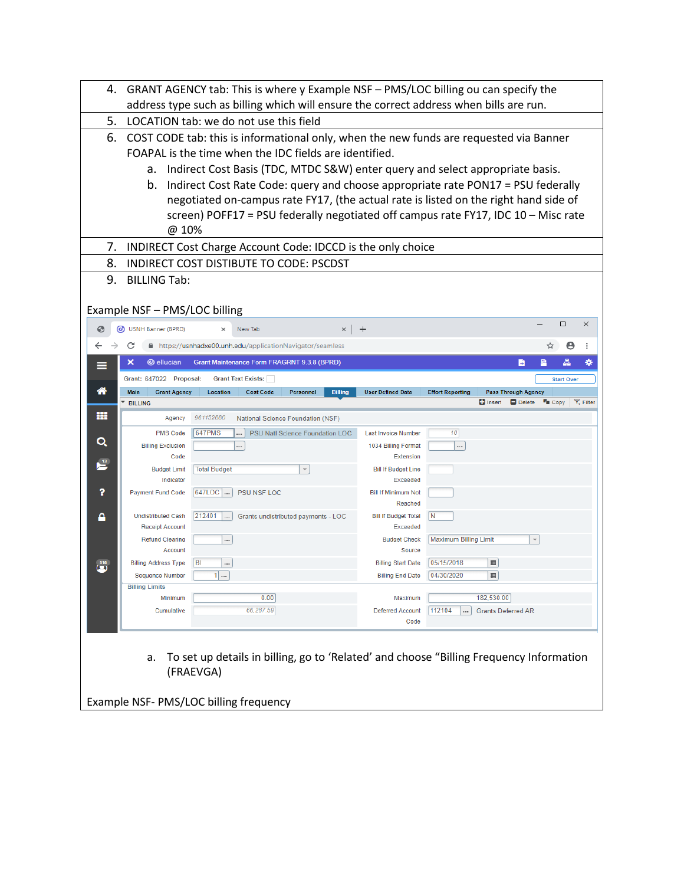4. GRANT AGENCY tab: This is where y Example NSF – PMS/LOC billing ou can specify the address type such as billing which will ensure the correct address when bills are run.
5. LOCATION tab: we do not use this field
6. COST CODE tab: this is informational only, when the new funds are requested via Banner FOAPAL is the time when the IDC fields are identified.
   a. Indirect Cost Basis (TDC, MTDC S&W) enter query and select appropriate basis.
   b. Indirect Cost Rate Code: query and choose appropriate rate PON17 = PSU federally negotiated on-campus rate FY17, (the actual rate is listed on the right hand side of screen) POFF17 = PSU federally negotiated off campus rate FY17, IDC 10 – Misc rate @ 10%
7. INDIRECT Cost Charge Account Code: IDCCD is the only choice
8. INDIRECT COST DISTIBUTE TO CODE: PSCDST
9. BILLING Tab:

Example NSF – PMS/LOC billing

   a. To set up details in billing, go to 'Related' and choose "Billing Frequency Information (FRAEVGA)

Example NSF- PMS/LOC billing frequency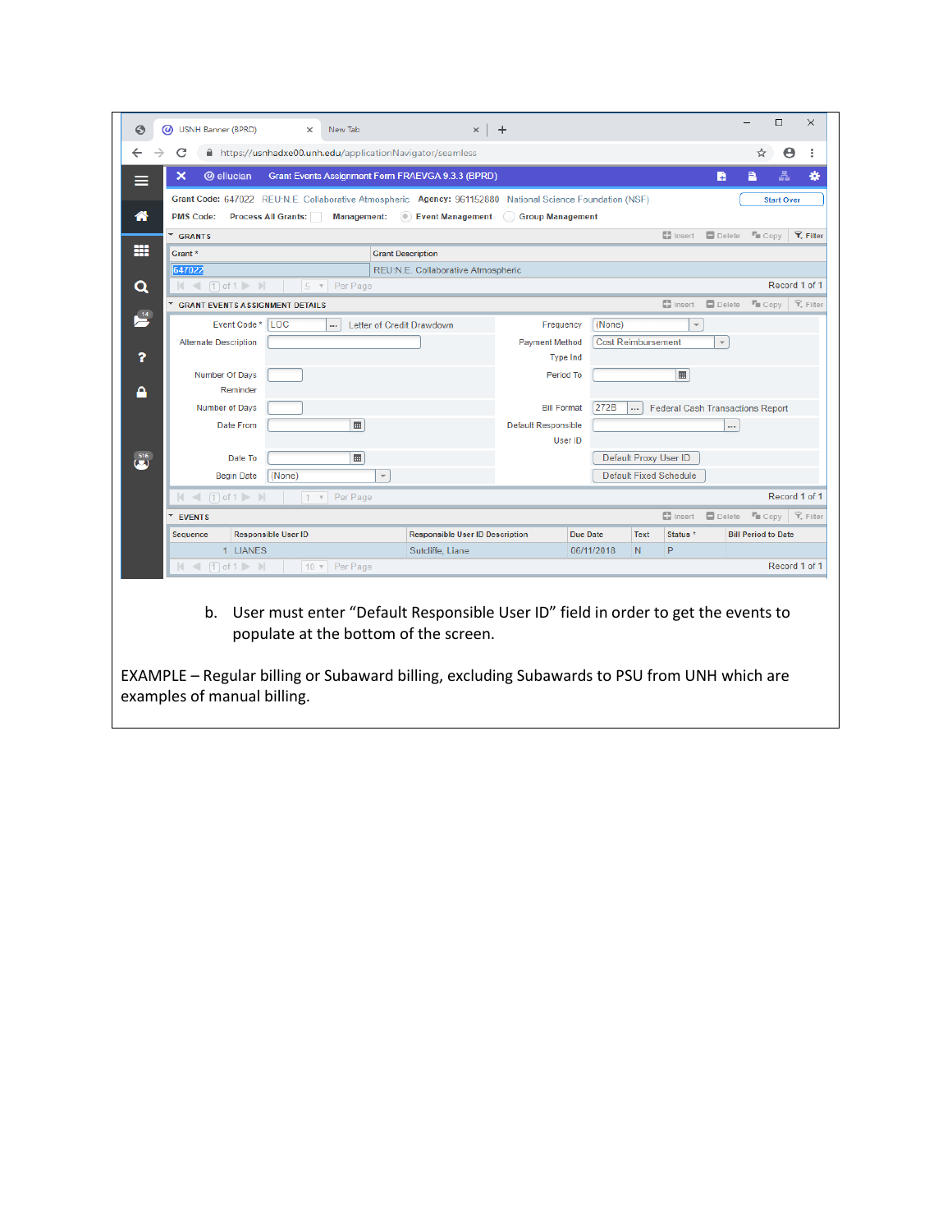b. User must enter "Default Responsible User ID" field in order to get the events to populate at the bottom of the screen.

EXAMPLE – Regular billing or Subaward billing, excluding Subawards to PSU from UNH which are examples of manual billing.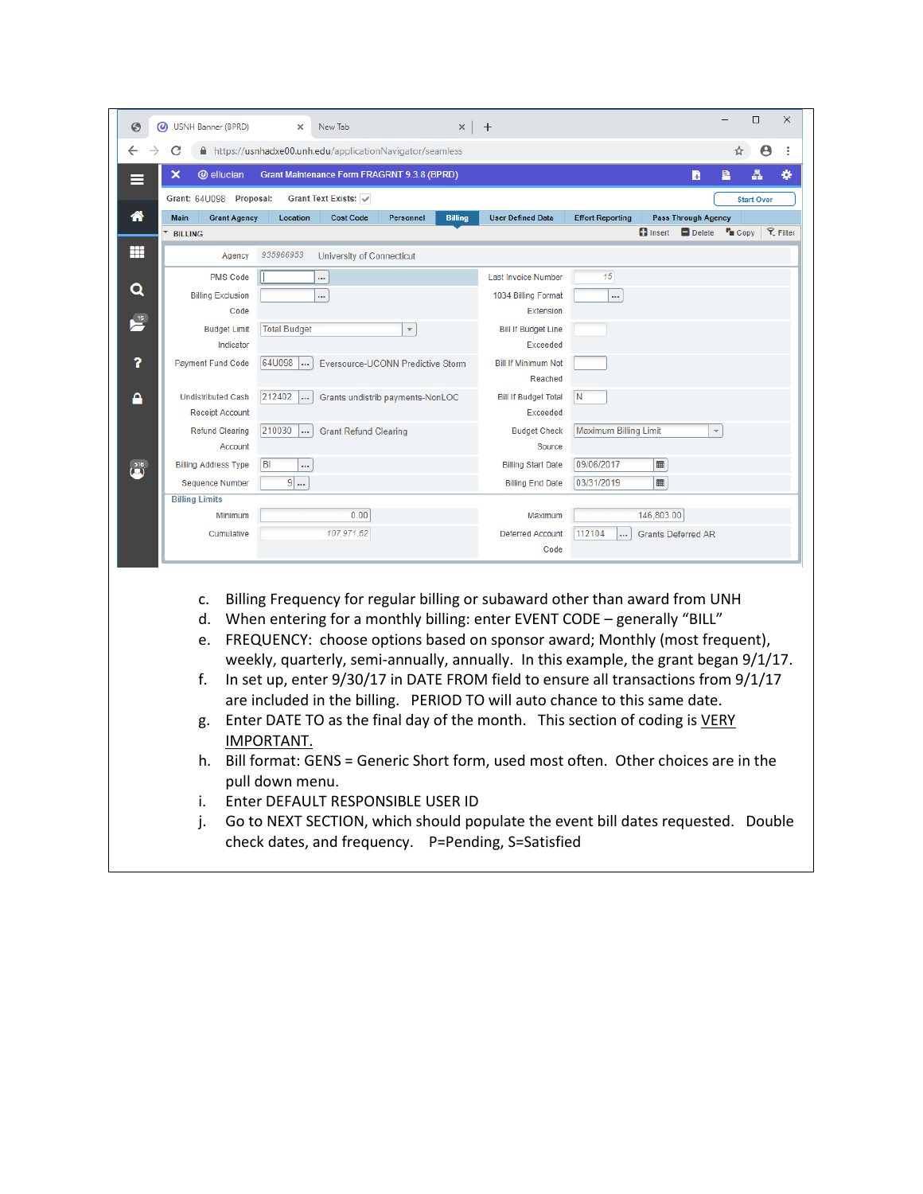c. Billing Frequency for regular billing or subaward other than award from UNH

d. When entering for a monthly billing: enter EVENT CODE – generally "BILL"

e. FREQUENCY: choose options based on sponsor award; Monthly (most frequent), weekly, quarterly, semi-annually, annually. In this example, the grant began 9/1/17.

f. In set up, enter 9/30/17 in DATE FROM field to ensure all transactions from 9/1/17 are included in the billing. PERIOD TO will auto chance to this same date.

g. Enter DATE TO as the final day of the month. This section of coding is <u>VERY IMPORTANT.</u>

h. Bill format: GENS = Generic Short form, used most often. Other choices are in the pull down menu.

i. Enter DEFAULT RESPONSIBLE USER ID

j. Go to NEXT SECTION, which should populate the event bill dates requested. Double check dates, and frequency. P=Pending, S=Satisfied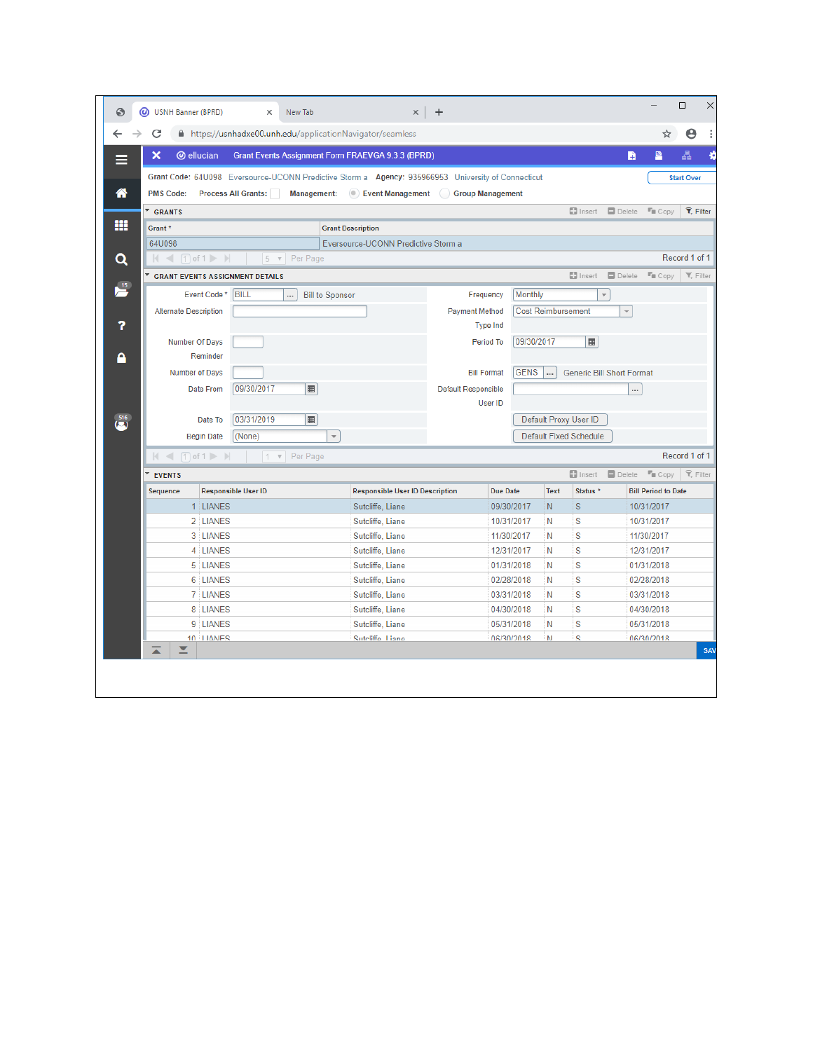Grant Code: 64U098 Eversource-UCONN Predictive Storm a Agency: 935966953 University of Connecticut

PMS Code: Process All Grants: Management: Event Management Group Management

GRANTS

| Grant * | Grant Description |
|---|---|
| 64U098 | Eversource-UCONN Predictive Storm a |

Record 1 of 1

GRANT EVENTS ASSIGNMENT DETAILS

Event Code * BILL Bill to Sponsor

Alternate Description

Number Of Days Reminder

Number of Days

Date From 09/30/2017

Date To 03/31/2019

Begin Date (None)

Frequency Monthly

Payment Method Type Ind Cost Reimbursement

Period To 09/30/2017

Bill Format GENS Generic Bill Short Format

Default Responsible User ID

Default Proxy User ID

Default Fixed Schedule

Record 1 of 1

EVENTS

| Sequence | Responsible User ID | Responsible User ID Description | Due Date | Text | Status * | Bill Period to Date |
|---|---|---|---|---|---|---|
| 1 | LIANES | Sutcliffe, Liane | 09/30/2017 | N | S | 10/31/2017 |
| 2 | LIANES | Sutcliffe, Liane | 10/31/2017 | N | S | 10/31/2017 |
| 3 | LIANES | Sutcliffe, Liane | 11/30/2017 | N | S | 11/30/2017 |
| 4 | LIANES | Sutcliffe, Liane | 12/31/2017 | N | S | 12/31/2017 |
| 5 | LIANES | Sutcliffe, Liane | 01/31/2018 | N | S | 01/31/2018 |
| 6 | LIANES | Sutcliffe, Liane | 02/28/2018 | N | S | 02/28/2018 |
| 7 | LIANES | Sutcliffe, Liane | 03/31/2018 | N | S | 03/31/2018 |
| 8 | LIANES | Sutcliffe, Liane | 04/30/2018 | N | S | 04/30/2018 |
| 9 | LIANES | Sutcliffe, Liane | 05/31/2018 | N | S | 05/31/2018 |
| 10 | LIANES | Sutcliffe, Liane | 06/30/2018 | N | S | 06/30/2018 |